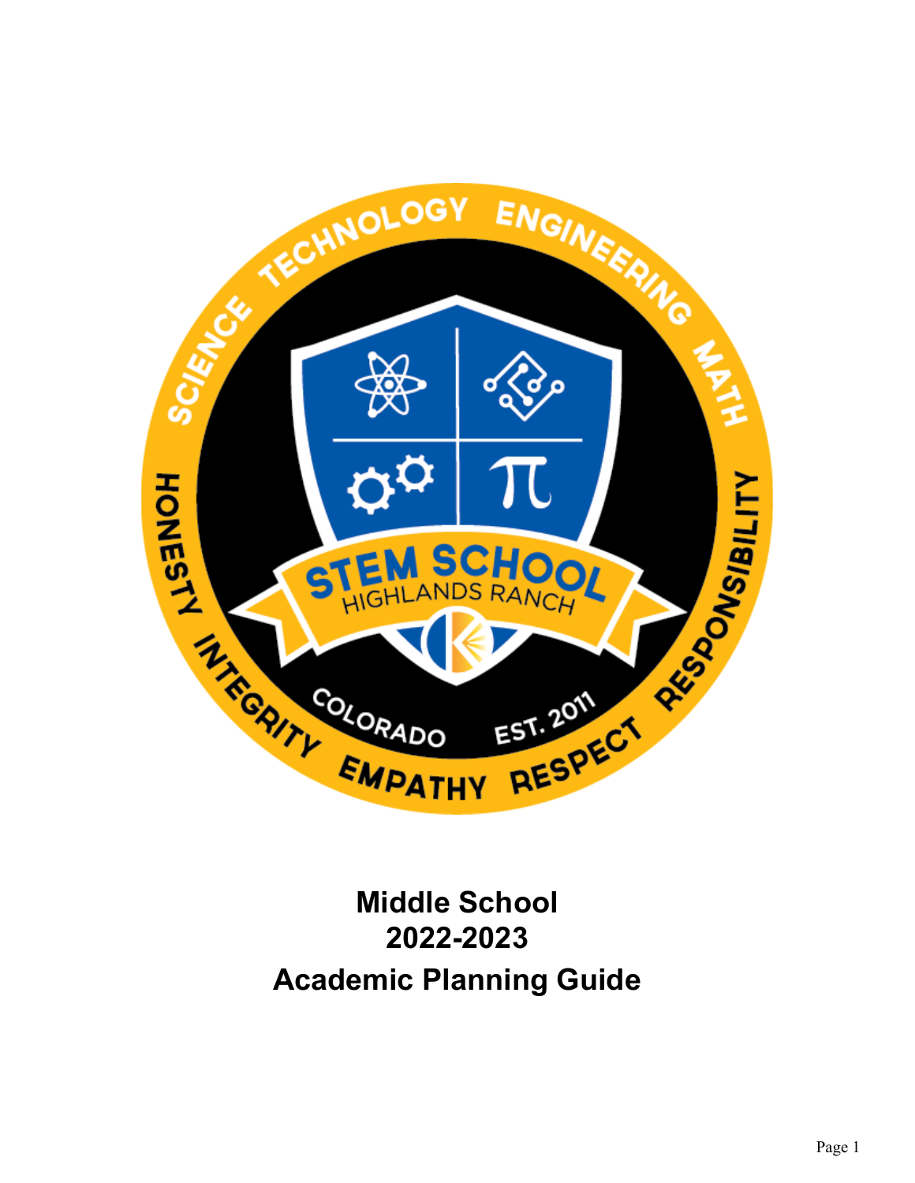# Middle School
# 2022-2023
# Academic Planning Guide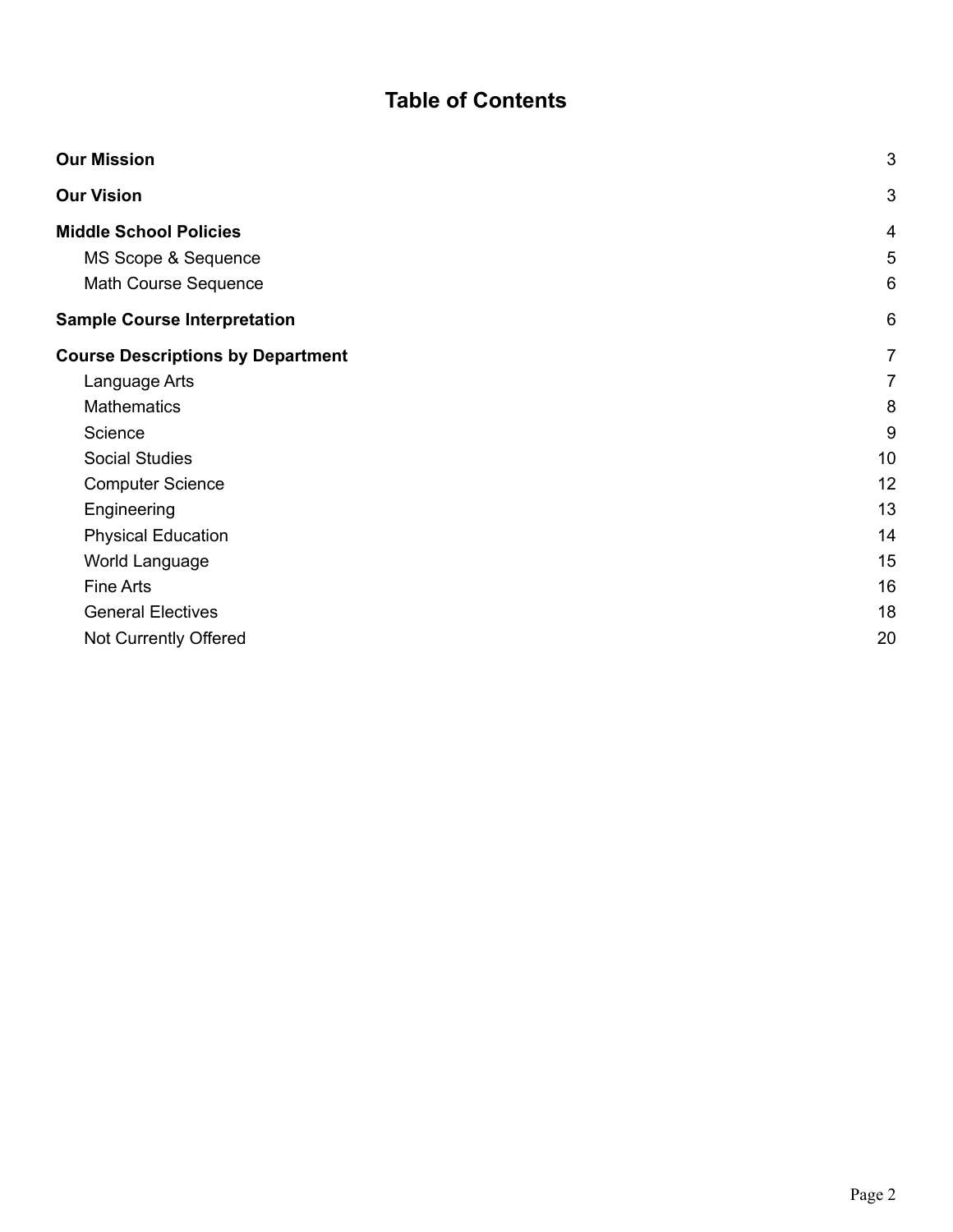# Table of Contents

| | |
|---|---|
| **Our Mission** | 3 |
| **Our Vision** | 3 |
| **Middle School Policies** | 4 |
| MS Scope & Sequence | 5 |
| Math Course Sequence | 6 |
| **Sample Course Interpretation** | 6 |
| **Course Descriptions by Department** | 7 |
| Language Arts | 7 |
| Mathematics | 8 |
| Science | 9 |
| Social Studies | 10 |
| Computer Science | 12 |
| Engineering | 13 |
| Physical Education | 14 |
| World Language | 15 |
| Fine Arts | 16 |
| General Electives | 18 |
| Not Currently Offered | 20 |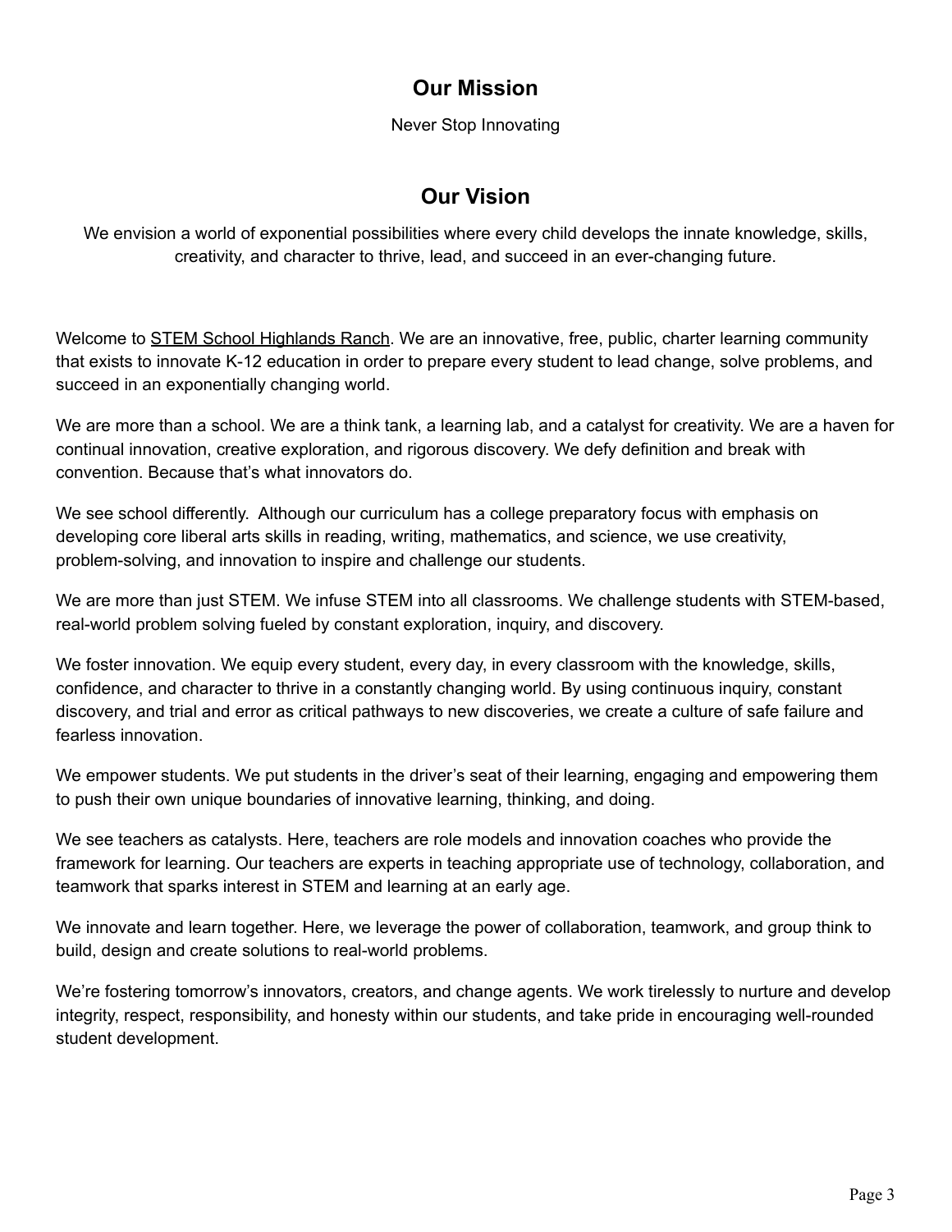## Our Mission

Never Stop Innovating

## Our Vision

We envision a world of exponential possibilities where every child develops the innate knowledge, skills, creativity, and character to thrive, lead, and succeed in an ever-changing future.

Welcome to STEM School Highlands Ranch. We are an innovative, free, public, charter learning community that exists to innovate K-12 education in order to prepare every student to lead change, solve problems, and succeed in an exponentially changing world.

We are more than a school. We are a think tank, a learning lab, and a catalyst for creativity. We are a haven for continual innovation, creative exploration, and rigorous discovery. We defy definition and break with convention. Because that's what innovators do.

We see school differently. Although our curriculum has a college preparatory focus with emphasis on developing core liberal arts skills in reading, writing, mathematics, and science, we use creativity, problem-solving, and innovation to inspire and challenge our students.

We are more than just STEM. We infuse STEM into all classrooms. We challenge students with STEM-based, real-world problem solving fueled by constant exploration, inquiry, and discovery.

We foster innovation. We equip every student, every day, in every classroom with the knowledge, skills, confidence, and character to thrive in a constantly changing world. By using continuous inquiry, constant discovery, and trial and error as critical pathways to new discoveries, we create a culture of safe failure and fearless innovation.

We empower students. We put students in the driver's seat of their learning, engaging and empowering them to push their own unique boundaries of innovative learning, thinking, and doing.

We see teachers as catalysts. Here, teachers are role models and innovation coaches who provide the framework for learning. Our teachers are experts in teaching appropriate use of technology, collaboration, and teamwork that sparks interest in STEM and learning at an early age.

We innovate and learn together. Here, we leverage the power of collaboration, teamwork, and group think to build, design and create solutions to real-world problems.

We're fostering tomorrow's innovators, creators, and change agents. We work tirelessly to nurture and develop integrity, respect, responsibility, and honesty within our students, and take pride in encouraging well-rounded student development.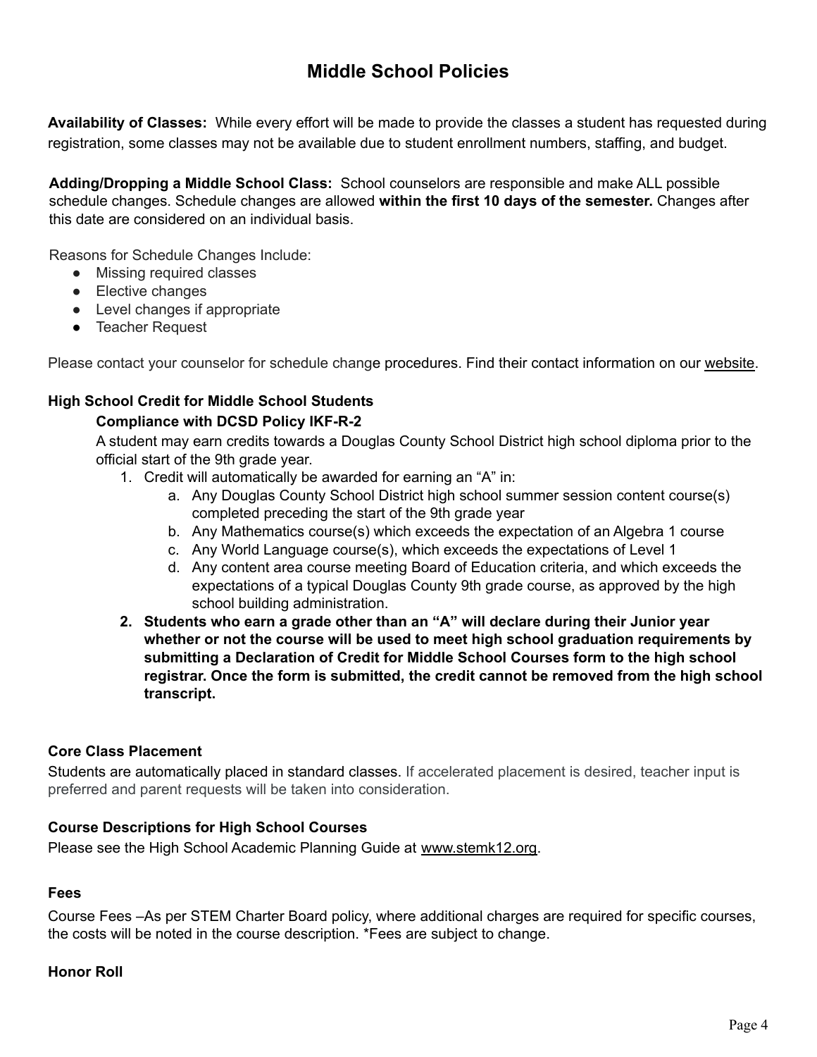# Middle School Policies

**Availability of Classes:** While every effort will be made to provide the classes a student has requested during registration, some classes may not be available due to student enrollment numbers, staffing, and budget.

**Adding/Dropping a Middle School Class:** School counselors are responsible and make ALL possible schedule changes. Schedule changes are allowed **within the first 10 days of the semester.** Changes after this date are considered on an individual basis.

Reasons for Schedule Changes Include:

- Missing required classes
- Elective changes
- Level changes if appropriate
- Teacher Request

Please contact your counselor for schedule change procedures. Find their contact information on our website.

### High School Credit for Middle School Students

**Compliance with DCSD Policy IKF-R-2**

A student may earn credits towards a Douglas County School District high school diploma prior to the official start of the 9th grade year.

1. Credit will automatically be awarded for earning an "A" in:
   a. Any Douglas County School District high school summer session content course(s) completed preceding the start of the 9th grade year
   b. Any Mathematics course(s) which exceeds the expectation of an Algebra 1 course
   c. Any World Language course(s), which exceeds the expectations of Level 1
   d. Any content area course meeting Board of Education criteria, and which exceeds the expectations of a typical Douglas County 9th grade course, as approved by the high school building administration.
2. **Students who earn a grade other than an "A" will declare during their Junior year whether or not the course will be used to meet high school graduation requirements by submitting a Declaration of Credit for Middle School Courses form to the high school registrar. Once the form is submitted, the credit cannot be removed from the high school transcript.**

### Core Class Placement

Students are automatically placed in standard classes. If accelerated placement is desired, teacher input is preferred and parent requests will be taken into consideration.

### Course Descriptions for High School Courses

Please see the High School Academic Planning Guide at www.stemk12.org.

### Fees

Course Fees –As per STEM Charter Board policy, where additional charges are required for specific courses, the costs will be noted in the course description. *Fees are subject to change.

### Honor Roll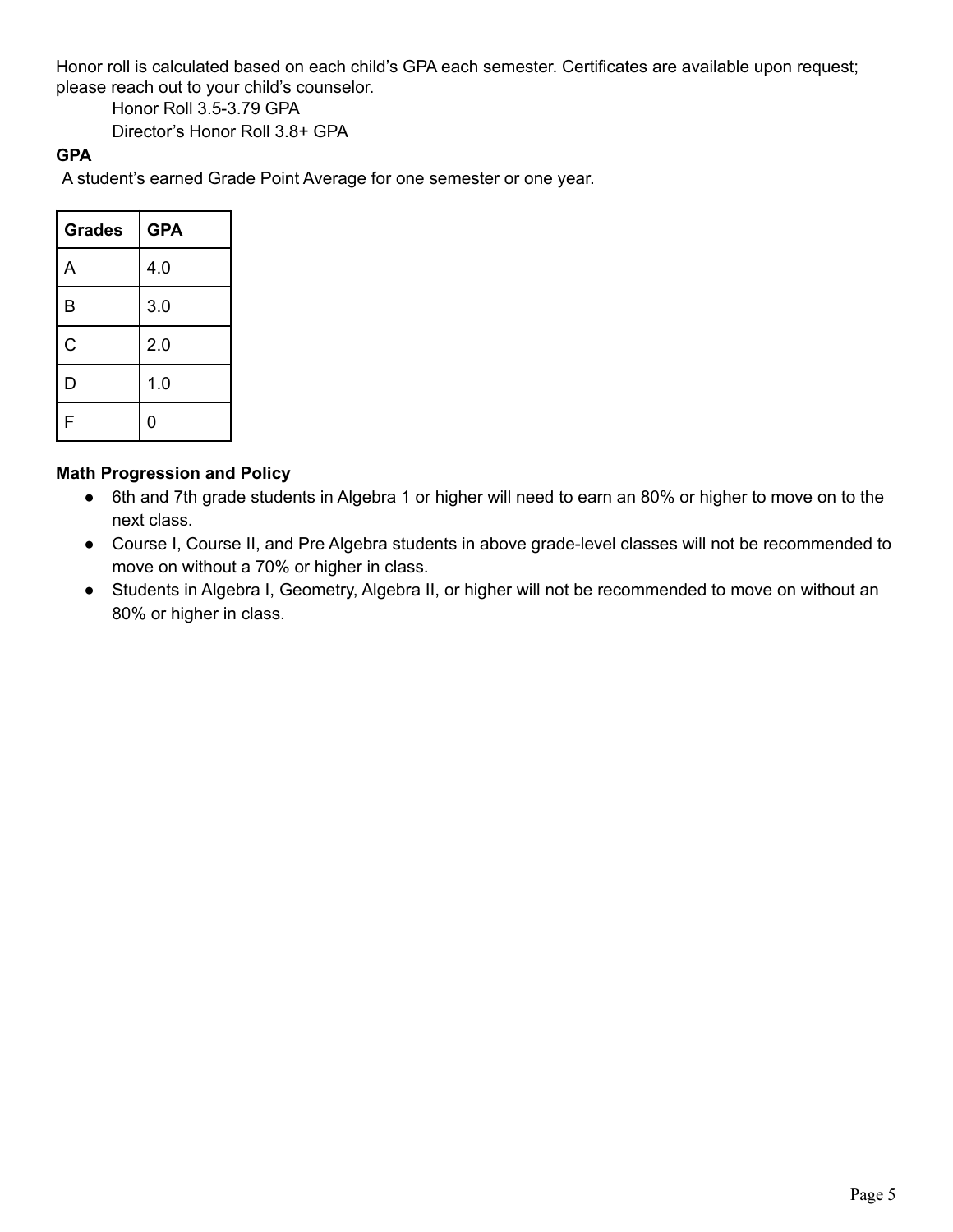Honor roll is calculated based on each child's GPA each semester. Certificates are available upon request; please reach out to your child's counselor.

Honor Roll 3.5-3.79 GPA

Director's Honor Roll 3.8+ GPA

**GPA**

A student's earned Grade Point Average for one semester or one year.

| Grades | GPA |
|---|---|
| A | 4.0 |
| B | 3.0 |
| C | 2.0 |
| D | 1.0 |
| F | 0 |

**Math Progression and Policy**

- 6th and 7th grade students in Algebra 1 or higher will need to earn an 80% or higher to move on to the next class.
- Course I, Course II, and Pre Algebra students in above grade-level classes will not be recommended to move on without a 70% or higher in class.
- Students in Algebra I, Geometry, Algebra II, or higher will not be recommended to move on without an 80% or higher in class.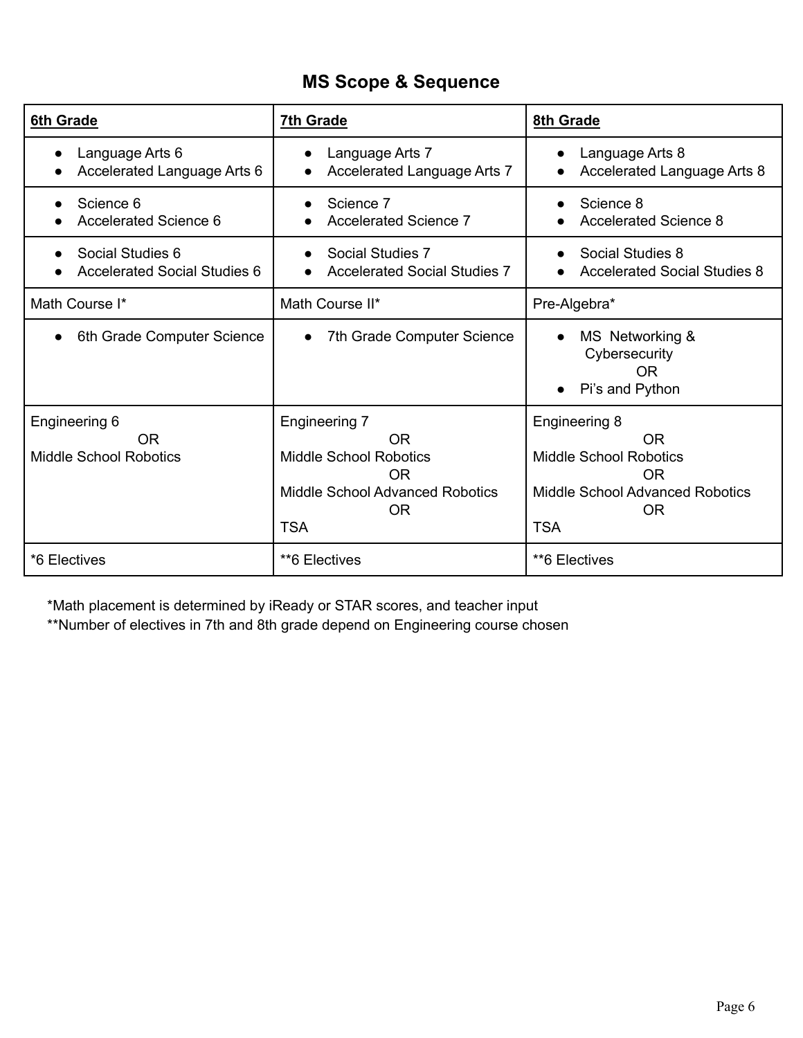## MS Scope & Sequence

| **6th Grade** | **7th Grade** | **8th Grade** |
|---|---|---|
| • Language Arts 6<br>• Accelerated Language Arts 6 | • Language Arts 7<br>• Accelerated Language Arts 7 | • Language Arts 8<br>• Accelerated Language Arts 8 |
| • Science 6<br>• Accelerated Science 6 | • Science 7<br>• Accelerated Science 7 | • Science 8<br>• Accelerated Science 8 |
| • Social Studies 6<br>• Accelerated Social Studies 6 | • Social Studies 7<br>• Accelerated Social Studies 7 | • Social Studies 8<br>• Accelerated Social Studies 8 |
| Math Course I* | Math Course II* | Pre-Algebra* |
| • 6th Grade Computer Science | • 7th Grade Computer Science | • MS Networking & Cybersecurity<br>OR<br>• Pi's and Python |
| Engineering 6<br>OR<br>Middle School Robotics | Engineering 7<br>OR<br>Middle School Robotics<br>OR<br>Middle School Advanced Robotics<br>OR<br>TSA | Engineering 8<br>OR<br>Middle School Robotics<br>OR<br>Middle School Advanced Robotics<br>OR<br>TSA |
| *6 Electives | **6 Electives | **6 Electives |

*Math placement is determined by iReady or STAR scores, and teacher input

**Number of electives in 7th and 8th grade depend on Engineering course chosen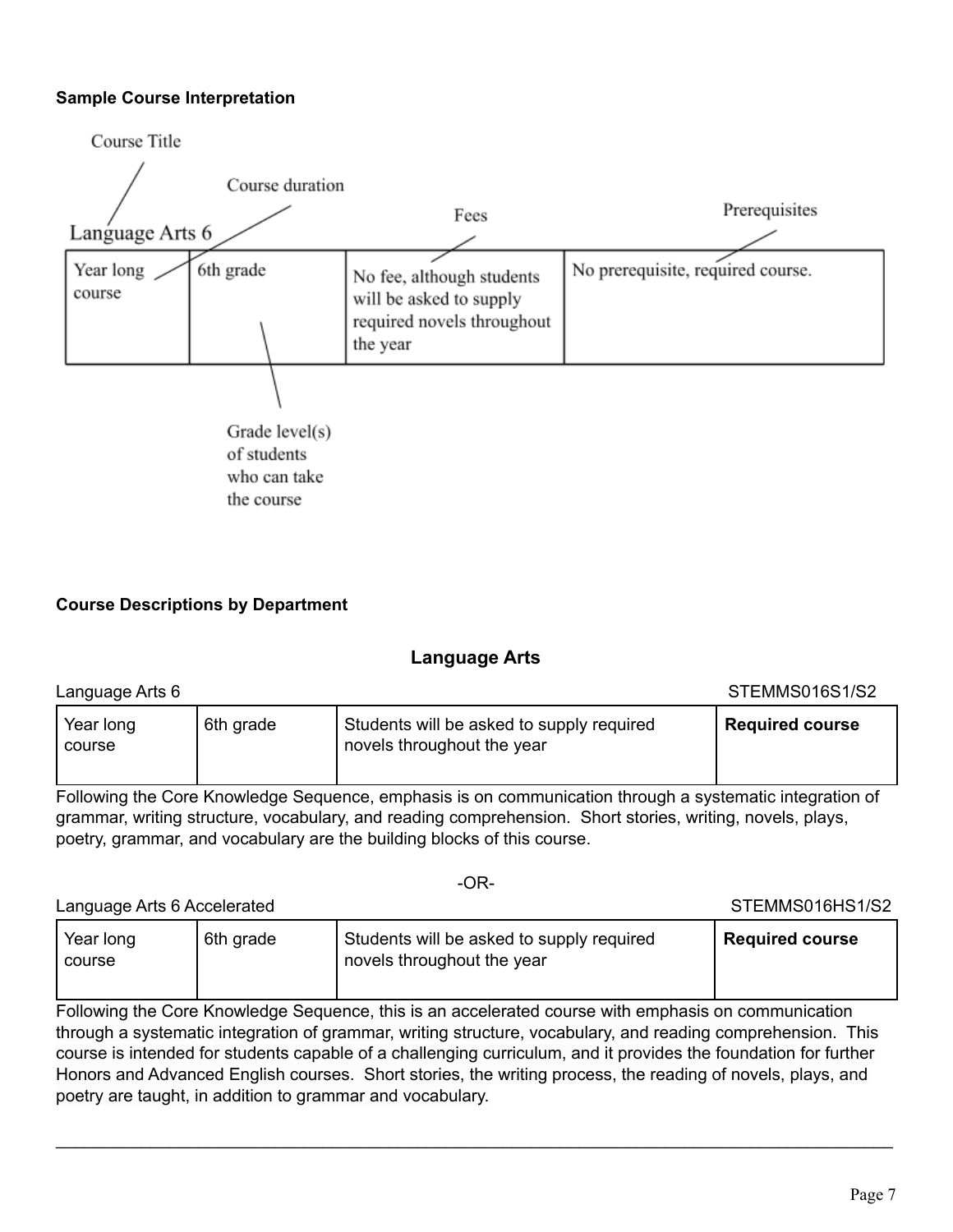**Sample Course Interpretation**

Course Title

Course duration

Fees

Prerequisites

Language Arts 6

| Year long course | 6th grade | No fee, although students will be asked to supply required novels throughout the year | No prerequisite, required course. |
|---|---|---|---|

Grade level(s) of students who can take the course

**Course Descriptions by Department**

## Language Arts

Language Arts 6 STEMMS016S1/S2

| Year long course | 6th grade | Students will be asked to supply required novels throughout the year | **Required course** |
|---|---|---|---|

Following the Core Knowledge Sequence, emphasis is on communication through a systematic integration of grammar, writing structure, vocabulary, and reading comprehension. Short stories, writing, novels, plays, poetry, grammar, and vocabulary are the building blocks of this course.

-OR-

Language Arts 6 Accelerated STEMMS016HS1/S2

| Year long course | 6th grade | Students will be asked to supply required novels throughout the year | **Required course** |
|---|---|---|---|

Following the Core Knowledge Sequence, this is an accelerated course with emphasis on communication through a systematic integration of grammar, writing structure, vocabulary, and reading comprehension. This course is intended for students capable of a challenging curriculum, and it provides the foundation for further Honors and Advanced English courses. Short stories, the writing process, the reading of novels, plays, and poetry are taught, in addition to grammar and vocabulary.

---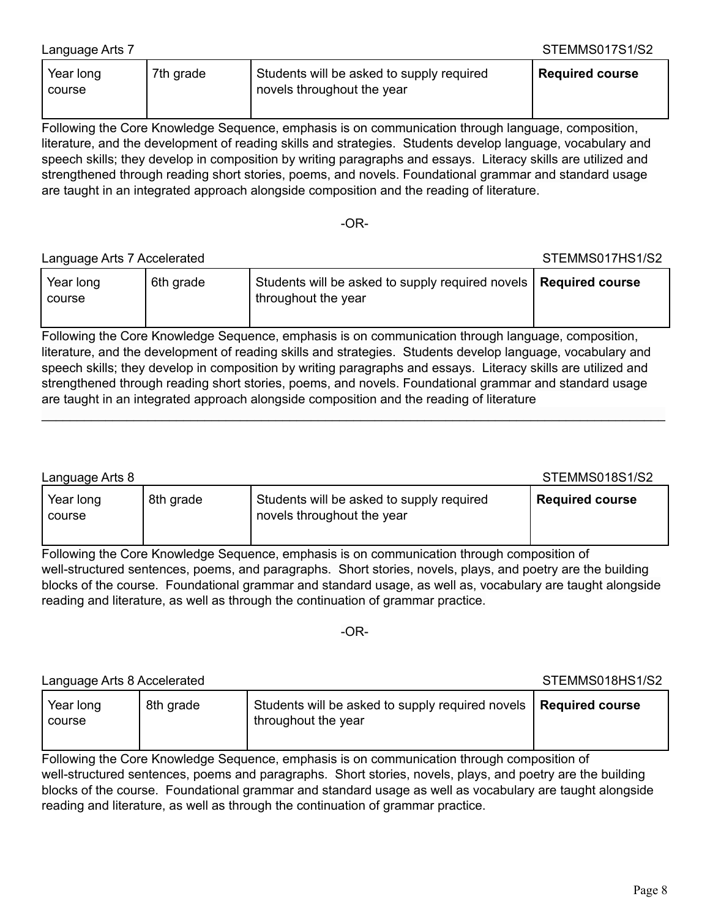Language Arts 7 STEMMS017S1/S2

| Year long course | 7th grade | Students will be asked to supply required novels throughout the year | **Required course** |
|---|---|---|---|

Following the Core Knowledge Sequence, emphasis is on communication through language, composition, literature, and the development of reading skills and strategies. Students develop language, vocabulary and speech skills; they develop in composition by writing paragraphs and essays. Literacy skills are utilized and strengthened through reading short stories, poems, and novels. Foundational grammar and standard usage are taught in an integrated approach alongside composition and the reading of literature.

-OR-

Language Arts 7 Accelerated STEMMS017HS1/S2

| Year long course | 6th grade | Students will be asked to supply required novels throughout the year | **Required course** |
|---|---|---|---|

Following the Core Knowledge Sequence, emphasis is on communication through language, composition, literature, and the development of reading skills and strategies. Students develop language, vocabulary and speech skills; they develop in composition by writing paragraphs and essays. Literacy skills are utilized and strengthened through reading short stories, poems, and novels. Foundational grammar and standard usage are taught in an integrated approach alongside composition and the reading of literature

---

Language Arts 8 STEMMS018S1/S2

| Year long course | 8th grade | Students will be asked to supply required novels throughout the year | **Required course** |
|---|---|---|---|

Following the Core Knowledge Sequence, emphasis is on communication through composition of well-structured sentences, poems, and paragraphs. Short stories, novels, plays, and poetry are the building blocks of the course. Foundational grammar and standard usage, as well as, vocabulary are taught alongside reading and literature, as well as through the continuation of grammar practice.

-OR-

Language Arts 8 Accelerated STEMMS018HS1/S2

| Year long course | 8th grade | Students will be asked to supply required novels throughout the year | **Required course** |
|---|---|---|---|

Following the Core Knowledge Sequence, emphasis is on communication through composition of well-structured sentences, poems and paragraphs. Short stories, novels, plays, and poetry are the building blocks of the course. Foundational grammar and standard usage as well as vocabulary are taught alongside reading and literature, as well as through the continuation of grammar practice.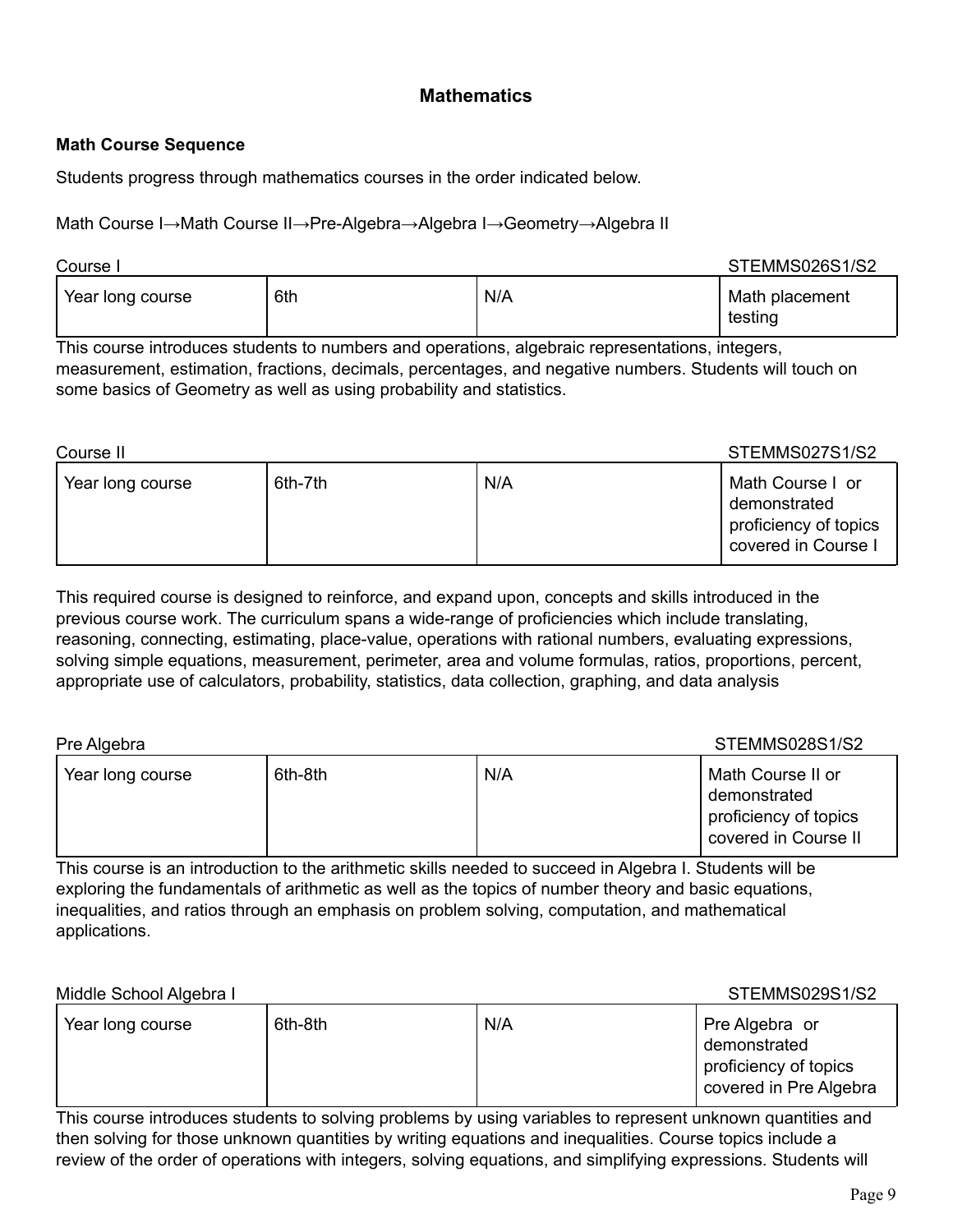# Mathematics

### Math Course Sequence

Students progress through mathematics courses in the order indicated below.

Math Course I→Math Course II→Pre-Algebra→Algebra I→Geometry→Algebra II

Course I STEMMS026S1/S2

| Year long course | 6th | N/A | Math placement testing |
|---|---|---|---|

This course introduces students to numbers and operations, algebraic representations, integers, measurement, estimation, fractions, decimals, percentages, and negative numbers. Students will touch on some basics of Geometry as well as using probability and statistics.

Course II STEMMS027S1/S2

| Year long course | 6th-7th | N/A | Math Course I or demonstrated proficiency of topics covered in Course I |
|---|---|---|---|

This required course is designed to reinforce, and expand upon, concepts and skills introduced in the previous course work. The curriculum spans a wide-range of proficiencies which include translating, reasoning, connecting, estimating, place-value, operations with rational numbers, evaluating expressions, solving simple equations, measurement, perimeter, area and volume formulas, ratios, proportions, percent, appropriate use of calculators, probability, statistics, data collection, graphing, and data analysis

Pre Algebra STEMMS028S1/S2

| Year long course | 6th-8th | N/A | Math Course II or demonstrated proficiency of topics covered in Course II |
|---|---|---|---|

This course is an introduction to the arithmetic skills needed to succeed in Algebra I. Students will be exploring the fundamentals of arithmetic as well as the topics of number theory and basic equations, inequalities, and ratios through an emphasis on problem solving, computation, and mathematical applications.

Middle School Algebra I STEMMS029S1/S2

| Year long course | 6th-8th | N/A | Pre Algebra or demonstrated proficiency of topics covered in Pre Algebra |
|---|---|---|---|

This course introduces students to solving problems by using variables to represent unknown quantities and then solving for those unknown quantities by writing equations and inequalities. Course topics include a review of the order of operations with integers, solving equations, and simplifying expressions. Students will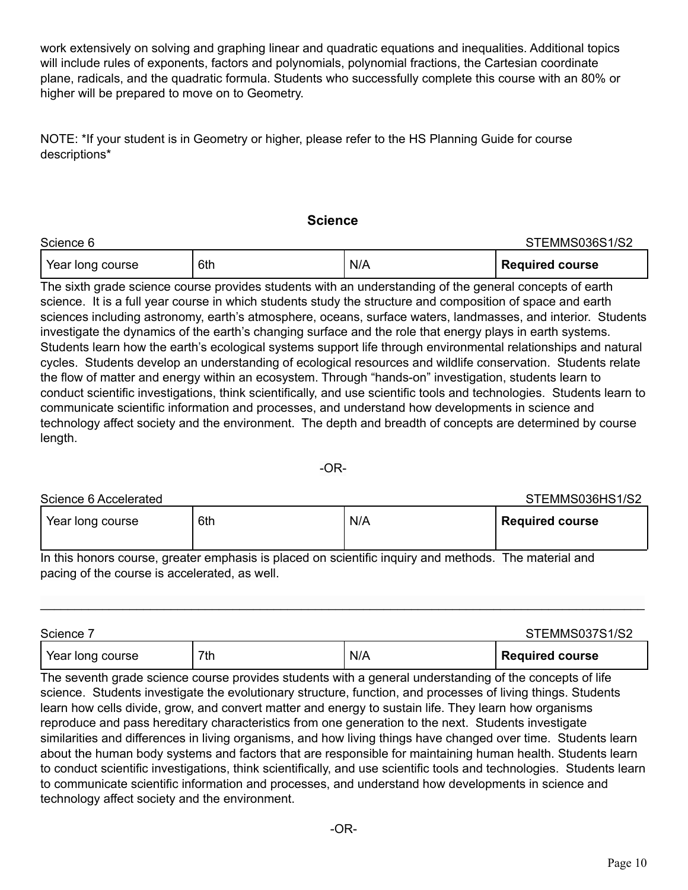work extensively on solving and graphing linear and quadratic equations and inequalities. Additional topics will include rules of exponents, factors and polynomials, polynomial fractions, the Cartesian coordinate plane, radicals, and the quadratic formula. Students who successfully complete this course with an 80% or higher will be prepared to move on to Geometry.

NOTE: *If your student is in Geometry or higher, please refer to the HS Planning Guide for course descriptions*

## Science

Science 6 STEMMS036S1/S2

| Year long course | 6th | N/A | **Required course** |
|---|---|---|---|

The sixth grade science course provides students with an understanding of the general concepts of earth science. It is a full year course in which students study the structure and composition of space and earth sciences including astronomy, earth's atmosphere, oceans, surface waters, landmasses, and interior. Students investigate the dynamics of the earth's changing surface and the role that energy plays in earth systems. Students learn how the earth's ecological systems support life through environmental relationships and natural cycles. Students develop an understanding of ecological resources and wildlife conservation. Students relate the flow of matter and energy within an ecosystem. Through "hands-on" investigation, students learn to conduct scientific investigations, think scientifically, and use scientific tools and technologies. Students learn to communicate scientific information and processes, and understand how developments in science and technology affect society and the environment. The depth and breadth of concepts are determined by course length.

-OR-

Science 6 Accelerated STEMMS036HS1/S2

| Year long course | 6th | N/A | **Required course** |
|---|---|---|---|

In this honors course, greater emphasis is placed on scientific inquiry and methods. The material and pacing of the course is accelerated, as well.

---

Science 7 STEMMS037S1/S2

| Year long course | 7th | N/A | **Required course** |
|---|---|---|---|

The seventh grade science course provides students with a general understanding of the concepts of life science. Students investigate the evolutionary structure, function, and processes of living things. Students learn how cells divide, grow, and convert matter and energy to sustain life. They learn how organisms reproduce and pass hereditary characteristics from one generation to the next. Students investigate similarities and differences in living organisms, and how living things have changed over time. Students learn about the human body systems and factors that are responsible for maintaining human health. Students learn to conduct scientific investigations, think scientifically, and use scientific tools and technologies. Students learn to communicate scientific information and processes, and understand how developments in science and technology affect society and the environment.

-OR-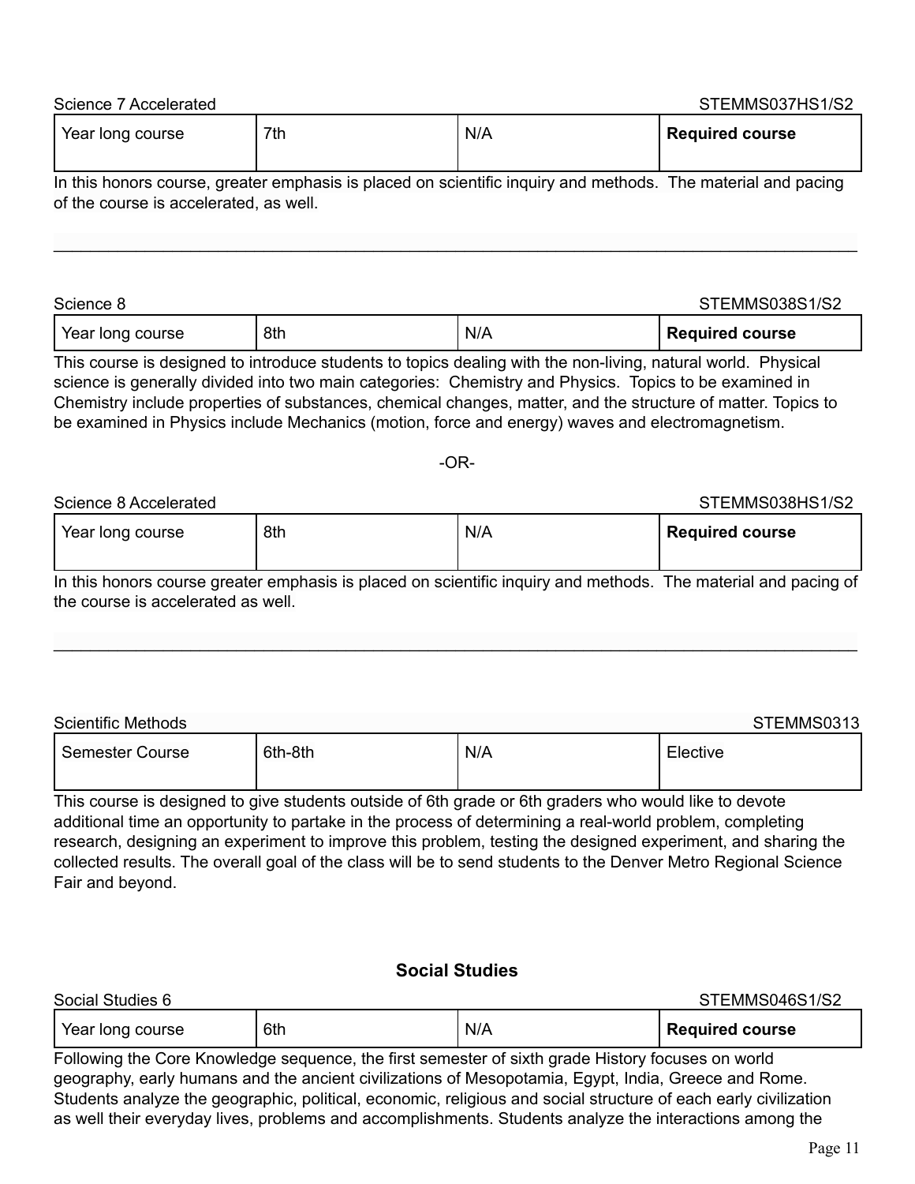Science 7 Accelerated STEMMS037HS1/S2

| Year long course | 7th | N/A | **Required course** |
|---|---|---|---|

In this honors course, greater emphasis is placed on scientific inquiry and methods. The material and pacing of the course is accelerated, as well.

---

Science 8 STEMMS038S1/S2

| Year long course | 8th | N/A | **Required course** |
|---|---|---|---|

This course is designed to introduce students to topics dealing with the non-living, natural world. Physical science is generally divided into two main categories: Chemistry and Physics. Topics to be examined in Chemistry include properties of substances, chemical changes, matter, and the structure of matter. Topics to be examined in Physics include Mechanics (motion, force and energy) waves and electromagnetism.

-OR-

Science 8 Accelerated STEMMS038HS1/S2

| Year long course | 8th | N/A | **Required course** |
|---|---|---|---|

In this honors course greater emphasis is placed on scientific inquiry and methods. The material and pacing of the course is accelerated as well.

---

Scientific Methods STEMMS0313

| Semester Course | 6th-8th | N/A | Elective |
|---|---|---|---|

This course is designed to give students outside of 6th grade or 6th graders who would like to devote additional time an opportunity to partake in the process of determining a real-world problem, completing research, designing an experiment to improve this problem, testing the designed experiment, and sharing the collected results. The overall goal of the class will be to send students to the Denver Metro Regional Science Fair and beyond.

## Social Studies

Social Studies 6 STEMMS046S1/S2

| Year long course | 6th | N/A | **Required course** |
|---|---|---|---|

Following the Core Knowledge sequence, the first semester of sixth grade History focuses on world geography, early humans and the ancient civilizations of Mesopotamia, Egypt, India, Greece and Rome. Students analyze the geographic, political, economic, religious and social structure of each early civilization as well their everyday lives, problems and accomplishments. Students analyze the interactions among the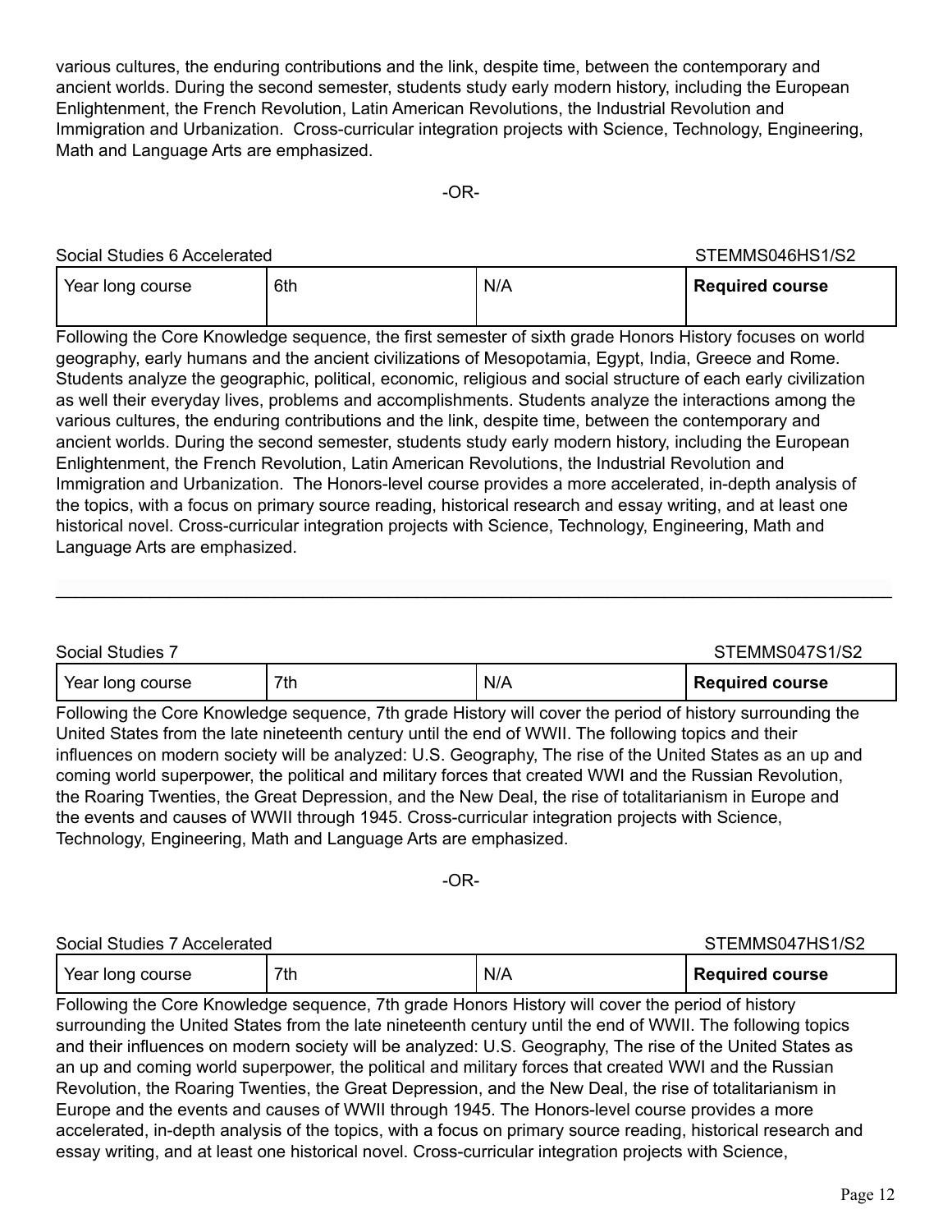various cultures, the enduring contributions and the link, despite time, between the contemporary and ancient worlds. During the second semester, students study early modern history, including the European Enlightenment, the French Revolution, Latin American Revolutions, the Industrial Revolution and Immigration and Urbanization.  Cross-curricular integration projects with Science, Technology, Engineering, Math and Language Arts are emphasized.

-OR-

Social Studies 6 Accelerated | STEMMS046HS1/S2

| Year long course | 6th | N/A | **Required course** |
|---|---|---|---|

Following the Core Knowledge sequence, the first semester of sixth grade Honors History focuses on world geography, early humans and the ancient civilizations of Mesopotamia, Egypt, India, Greece and Rome. Students analyze the geographic, political, economic, religious and social structure of each early civilization as well their everyday lives, problems and accomplishments. Students analyze the interactions among the various cultures, the enduring contributions and the link, despite time, between the contemporary and ancient worlds. During the second semester, students study early modern history, including the European Enlightenment, the French Revolution, Latin American Revolutions, the Industrial Revolution and Immigration and Urbanization.  The Honors-level course provides a more accelerated, in-depth analysis of the topics, with a focus on primary source reading, historical research and essay writing, and at least one historical novel. Cross-curricular integration projects with Science, Technology, Engineering, Math and Language Arts are emphasized.

---

Social Studies 7 | STEMMS047S1/S2

| Year long course | 7th | N/A | **Required course** |
|---|---|---|---|

Following the Core Knowledge sequence, 7th grade History will cover the period of history surrounding the United States from the late nineteenth century until the end of WWII. The following topics and their influences on modern society will be analyzed: U.S. Geography, The rise of the United States as an up and coming world superpower, the political and military forces that created WWI and the Russian Revolution, the Roaring Twenties, the Great Depression, and the New Deal, the rise of totalitarianism in Europe and the events and causes of WWII through 1945. Cross-curricular integration projects with Science, Technology, Engineering, Math and Language Arts are emphasized.

-OR-

Social Studies 7 Accelerated | STEMMS047HS1/S2

| Year long course | 7th | N/A | **Required course** |
|---|---|---|---|

Following the Core Knowledge sequence, 7th grade Honors History will cover the period of history surrounding the United States from the late nineteenth century until the end of WWII. The following topics and their influences on modern society will be analyzed: U.S. Geography, The rise of the United States as an up and coming world superpower, the political and military forces that created WWI and the Russian Revolution, the Roaring Twenties, the Great Depression, and the New Deal, the rise of totalitarianism in Europe and the events and causes of WWII through 1945. The Honors-level course provides a more accelerated, in-depth analysis of the topics, with a focus on primary source reading, historical research and essay writing, and at least one historical novel. Cross-curricular integration projects with Science,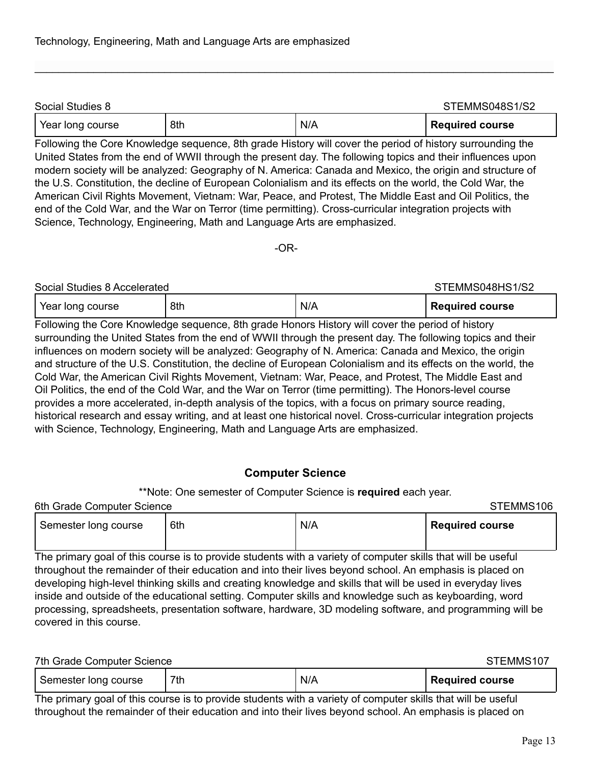Technology, Engineering, Math and Language Arts are emphasized

---

Social Studies 8 STEMMS048S1/S2

| Year long course | 8th | N/A | **Required course** |
|---|---|---|---|

Following the Core Knowledge sequence, 8th grade History will cover the period of history surrounding the United States from the end of WWII through the present day. The following topics and their influences upon modern society will be analyzed: Geography of N. America: Canada and Mexico, the origin and structure of the U.S. Constitution, the decline of European Colonialism and its effects on the world, the Cold War, the American Civil Rights Movement, Vietnam: War, Peace, and Protest, The Middle East and Oil Politics, the end of the Cold War, and the War on Terror (time permitting). Cross-curricular integration projects with Science, Technology, Engineering, Math and Language Arts are emphasized.

-OR-

Social Studies 8 Accelerated STEMMS048HS1/S2

| Year long course | 8th | N/A | **Required course** |
|---|---|---|---|

Following the Core Knowledge sequence, 8th grade Honors History will cover the period of history surrounding the United States from the end of WWII through the present day. The following topics and their influences on modern society will be analyzed: Geography of N. America: Canada and Mexico, the origin and structure of the U.S. Constitution, the decline of European Colonialism and its effects on the world, the Cold War, the American Civil Rights Movement, Vietnam: War, Peace, and Protest, The Middle East and Oil Politics, the end of the Cold War, and the War on Terror (time permitting). The Honors-level course provides a more accelerated, in-depth analysis of the topics, with a focus on primary source reading, historical research and essay writing, and at least one historical novel. Cross-curricular integration projects with Science, Technology, Engineering, Math and Language Arts are emphasized.

## Computer Science

**Note: One semester of Computer Science is **required** each year.

6th Grade Computer Science STEMMS106

| Semester long course | 6th | N/A | **Required course** |
|---|---|---|---|

The primary goal of this course is to provide students with a variety of computer skills that will be useful throughout the remainder of their education and into their lives beyond school. An emphasis is placed on developing high-level thinking skills and creating knowledge and skills that will be used in everyday lives inside and outside of the educational setting. Computer skills and knowledge such as keyboarding, word processing, spreadsheets, presentation software, hardware, 3D modeling software, and programming will be covered in this course.

7th Grade Computer Science STEMMS107

| Semester long course | 7th | N/A | **Required course** |
|---|---|---|---|

The primary goal of this course is to provide students with a variety of computer skills that will be useful throughout the remainder of their education and into their lives beyond school. An emphasis is placed on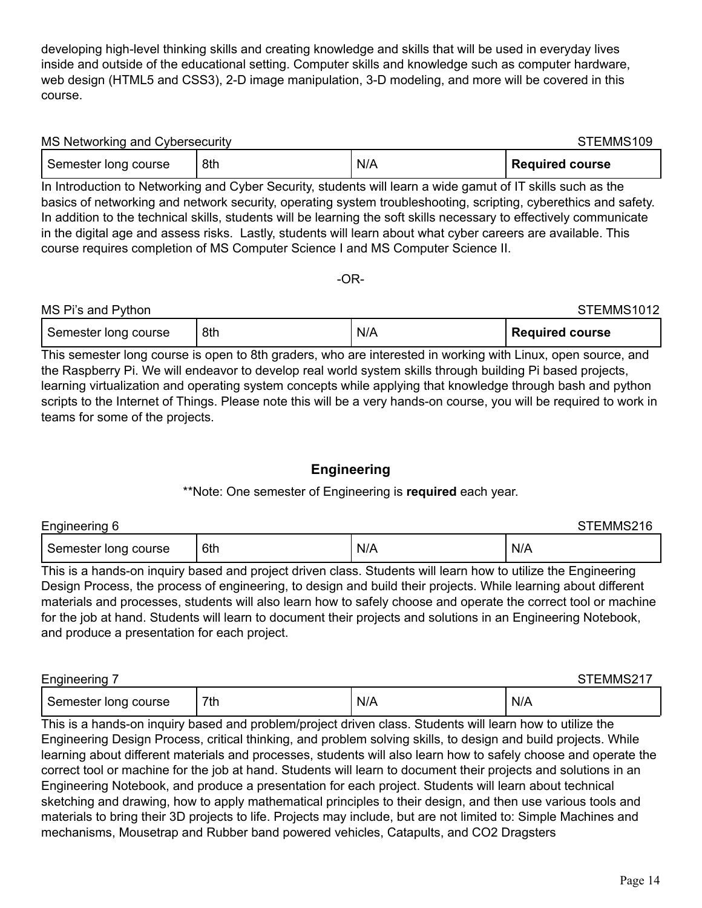developing high-level thinking skills and creating knowledge and skills that will be used in everyday lives inside and outside of the educational setting. Computer skills and knowledge such as computer hardware, web design (HTML5 and CSS3), 2-D image manipulation, 3-D modeling, and more will be covered in this course.

MS Networking and Cybersecurity STEMMS109

| Semester long course | 8th | N/A | **Required course** |
|---|---|---|---|

In Introduction to Networking and Cyber Security, students will learn a wide gamut of IT skills such as the basics of networking and network security, operating system troubleshooting, scripting, cyberethics and safety. In addition to the technical skills, students will be learning the soft skills necessary to effectively communicate in the digital age and assess risks. Lastly, students will learn about what cyber careers are available. This course requires completion of MS Computer Science I and MS Computer Science II.

-OR-

MS Pi's and Python STEMMS1012

| Semester long course | 8th | N/A | **Required course** |
|---|---|---|---|

This semester long course is open to 8th graders, who are interested in working with Linux, open source, and the Raspberry Pi. We will endeavor to develop real world system skills through building Pi based projects, learning virtualization and operating system concepts while applying that knowledge through bash and python scripts to the Internet of Things. Please note this will be a very hands-on course, you will be required to work in teams for some of the projects.

## Engineering

**Note: One semester of Engineering is **required** each year.

Engineering 6 STEMMS216

| Semester long course | 6th | N/A | N/A |
|---|---|---|---|

This is a hands-on inquiry based and project driven class. Students will learn how to utilize the Engineering Design Process, the process of engineering, to design and build their projects. While learning about different materials and processes, students will also learn how to safely choose and operate the correct tool or machine for the job at hand. Students will learn to document their projects and solutions in an Engineering Notebook, and produce a presentation for each project.

Engineering 7 STEMMS217

| Semester long course | 7th | N/A | N/A |
|---|---|---|---|

This is a hands-on inquiry based and problem/project driven class. Students will learn how to utilize the Engineering Design Process, critical thinking, and problem solving skills, to design and build projects. While learning about different materials and processes, students will also learn how to safely choose and operate the correct tool or machine for the job at hand. Students will learn to document their projects and solutions in an Engineering Notebook, and produce a presentation for each project. Students will learn about technical sketching and drawing, how to apply mathematical principles to their design, and then use various tools and materials to bring their 3D projects to life. Projects may include, but are not limited to: Simple Machines and mechanisms, Mousetrap and Rubber band powered vehicles, Catapults, and CO2 Dragsters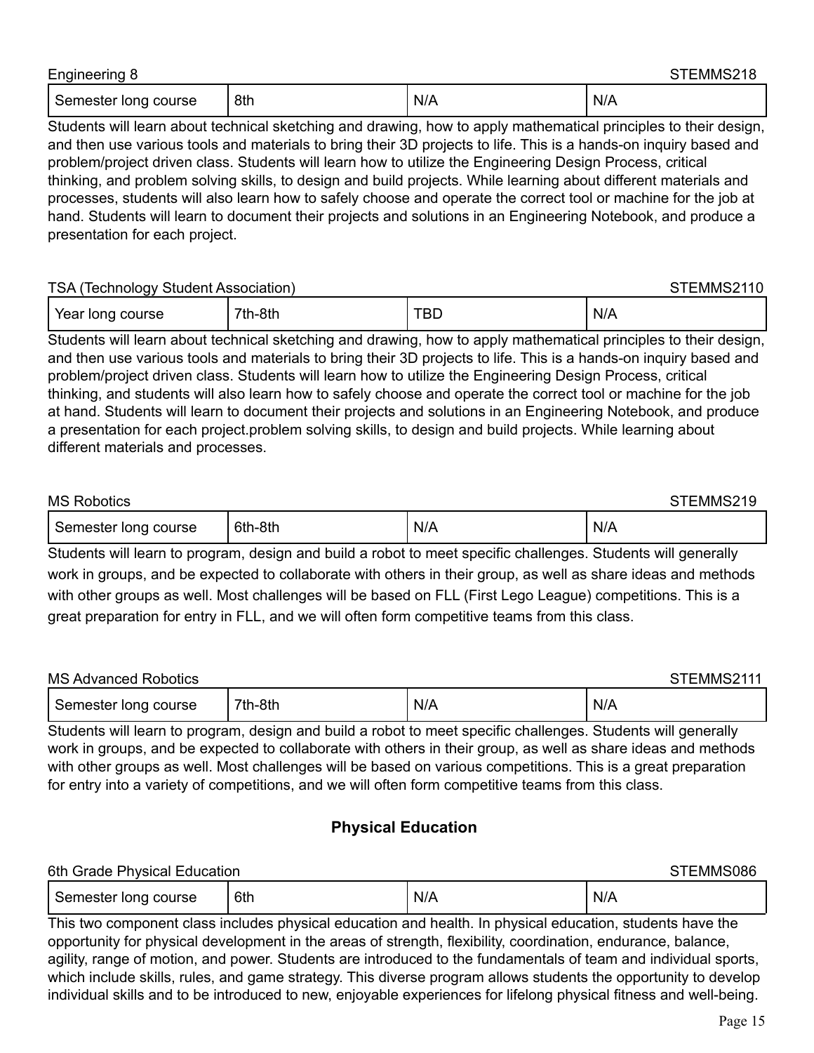Engineering 8 STEMMS218

| Semester long course | 8th | N/A | N/A |
|---|---|---|---|

Students will learn about technical sketching and drawing, how to apply mathematical principles to their design, and then use various tools and materials to bring their 3D projects to life. This is a hands-on inquiry based and problem/project driven class. Students will learn how to utilize the Engineering Design Process, critical thinking, and problem solving skills, to design and build projects. While learning about different materials and processes, students will also learn how to safely choose and operate the correct tool or machine for the job at hand. Students will learn to document their projects and solutions in an Engineering Notebook, and produce a presentation for each project.

TSA (Technology Student Association) STEMMS2110

| Year long course | 7th-8th | TBD | N/A |
|---|---|---|---|

Students will learn about technical sketching and drawing, how to apply mathematical principles to their design, and then use various tools and materials to bring their 3D projects to life. This is a hands-on inquiry based and problem/project driven class. Students will learn how to utilize the Engineering Design Process, critical thinking, and students will also learn how to safely choose and operate the correct tool or machine for the job at hand. Students will learn to document their projects and solutions in an Engineering Notebook, and produce a presentation for each project.problem solving skills, to design and build projects. While learning about different materials and processes.

MS Robotics STEMMS219

| Semester long course | 6th-8th | N/A | N/A |
|---|---|---|---|

Students will learn to program, design and build a robot to meet specific challenges. Students will generally work in groups, and be expected to collaborate with others in their group, as well as share ideas and methods with other groups as well. Most challenges will be based on FLL (First Lego League) competitions. This is a great preparation for entry in FLL, and we will often form competitive teams from this class.

MS Advanced Robotics STEMMS2111

| Semester long course | 7th-8th | N/A | N/A |
|---|---|---|---|

Students will learn to program, design and build a robot to meet specific challenges. Students will generally work in groups, and be expected to collaborate with others in their group, as well as share ideas and methods with other groups as well. Most challenges will be based on various competitions. This is a great preparation for entry into a variety of competitions, and we will often form competitive teams from this class.

## Physical Education

6th Grade Physical Education STEMMS086

| Semester long course | 6th | N/A | N/A |
|---|---|---|---|

This two component class includes physical education and health. In physical education, students have the opportunity for physical development in the areas of strength, flexibility, coordination, endurance, balance, agility, range of motion, and power. Students are introduced to the fundamentals of team and individual sports, which include skills, rules, and game strategy. This diverse program allows students the opportunity to develop individual skills and to be introduced to new, enjoyable experiences for lifelong physical fitness and well-being.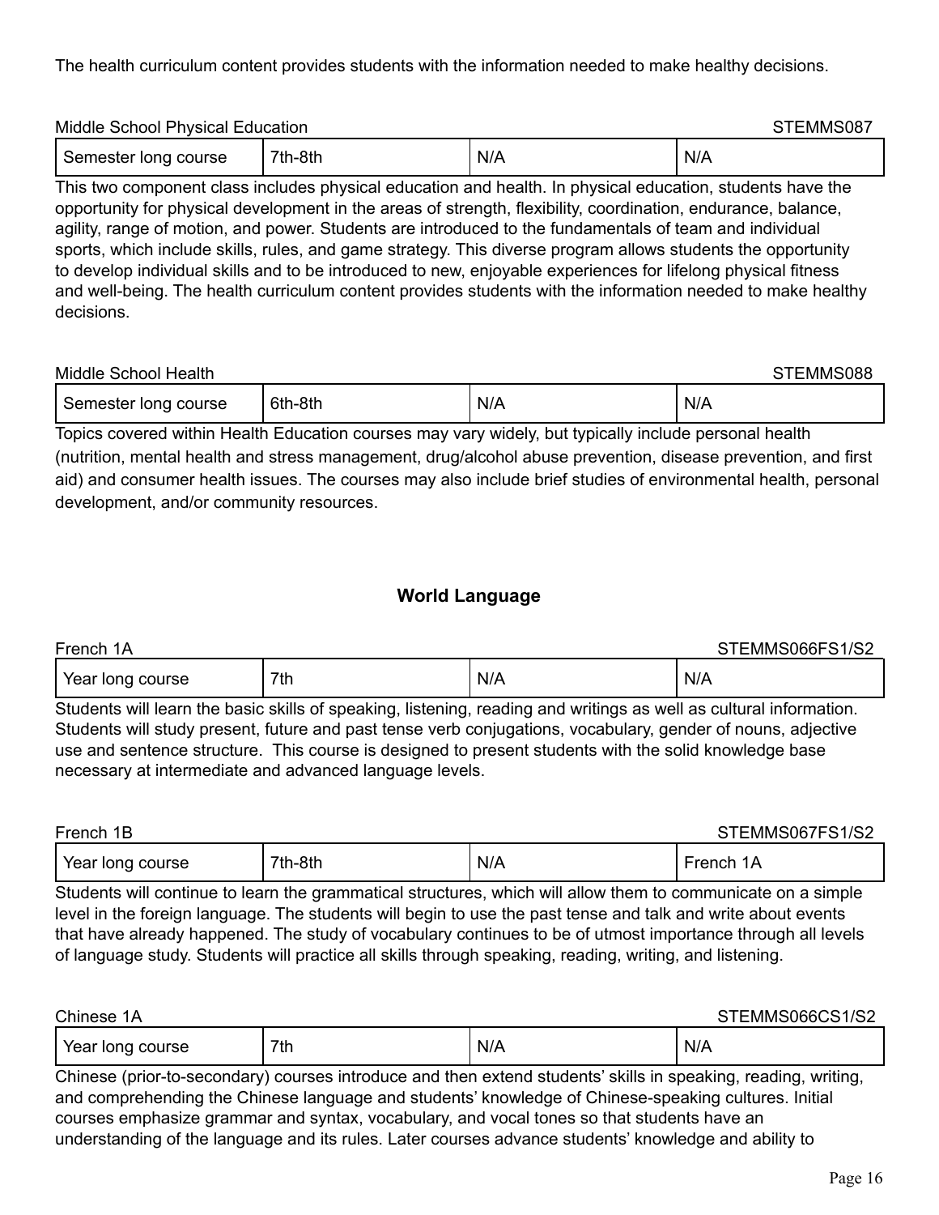The health curriculum content provides students with the information needed to make healthy decisions.

Middle School Physical Education — STEMMS087

| Semester long course | 7th-8th | N/A | N/A |
|---|---|---|---|

This two component class includes physical education and health. In physical education, students have the opportunity for physical development in the areas of strength, flexibility, coordination, endurance, balance, agility, range of motion, and power. Students are introduced to the fundamentals of team and individual sports, which include skills, rules, and game strategy. This diverse program allows students the opportunity to develop individual skills and to be introduced to new, enjoyable experiences for lifelong physical fitness and well-being. The health curriculum content provides students with the information needed to make healthy decisions.

Middle School Health — STEMMS088

| Semester long course | 6th-8th | N/A | N/A |
|---|---|---|---|

Topics covered within Health Education courses may vary widely, but typically include personal health (nutrition, mental health and stress management, drug/alcohol abuse prevention, disease prevention, and first aid) and consumer health issues. The courses may also include brief studies of environmental health, personal development, and/or community resources.

## World Language

French 1A — STEMMS066FS1/S2

| Year long course | 7th | N/A | N/A |
|---|---|---|---|

Students will learn the basic skills of speaking, listening, reading and writings as well as cultural information. Students will study present, future and past tense verb conjugations, vocabulary, gender of nouns, adjective use and sentence structure. This course is designed to present students with the solid knowledge base necessary at intermediate and advanced language levels.

French 1B — STEMMS067FS1/S2

| Year long course | 7th-8th | N/A | French 1A |
|---|---|---|---|

Students will continue to learn the grammatical structures, which will allow them to communicate on a simple level in the foreign language. The students will begin to use the past tense and talk and write about events that have already happened. The study of vocabulary continues to be of utmost importance through all levels of language study. Students will practice all skills through speaking, reading, writing, and listening.

Chinese 1A — STEMMS066CS1/S2

| Year long course | 7th | N/A | N/A |
|---|---|---|---|

Chinese (prior-to-secondary) courses introduce and then extend students' skills in speaking, reading, writing, and comprehending the Chinese language and students' knowledge of Chinese-speaking cultures. Initial courses emphasize grammar and syntax, vocabulary, and vocal tones so that students have an understanding of the language and its rules. Later courses advance students' knowledge and ability to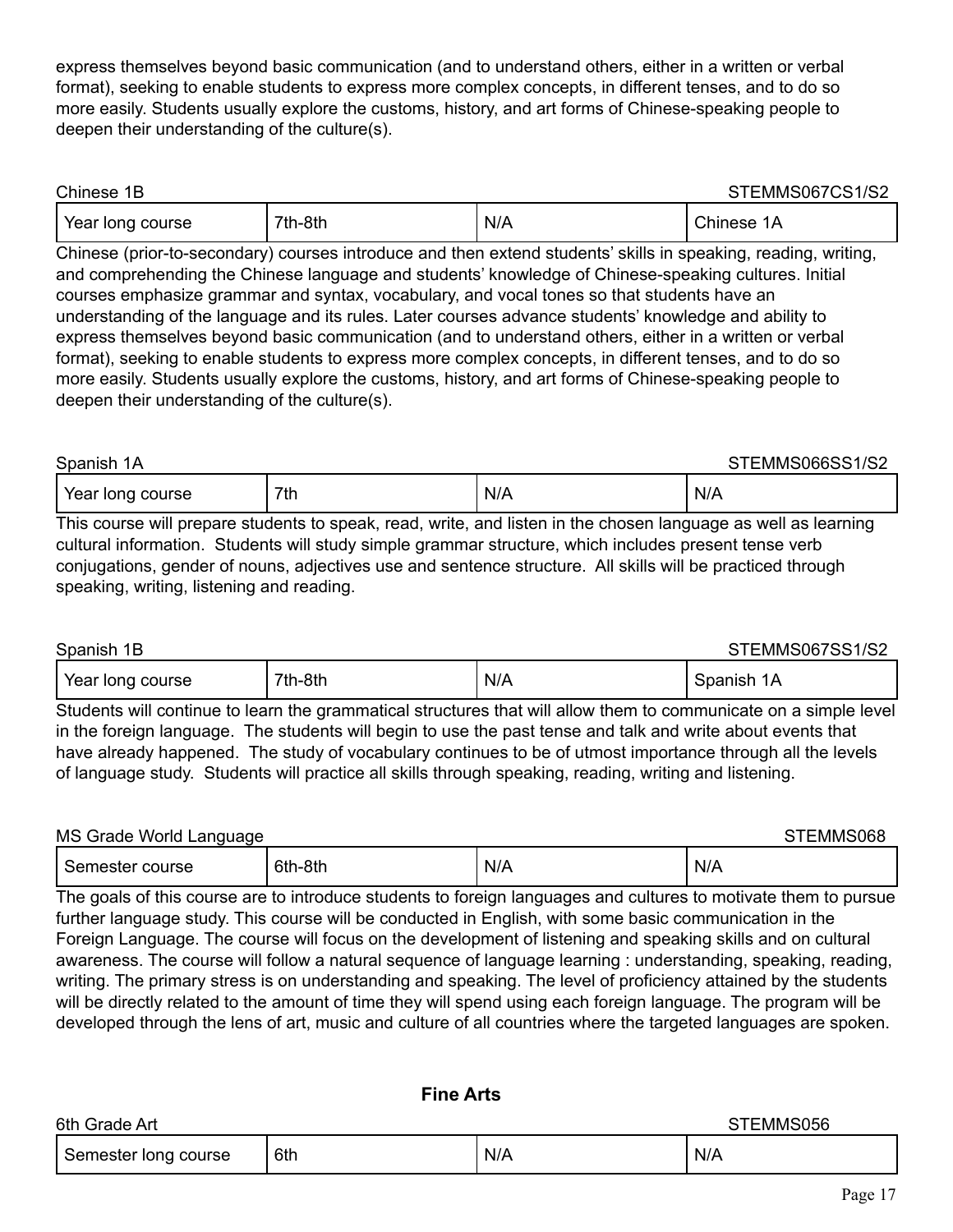express themselves beyond basic communication (and to understand others, either in a written or verbal format), seeking to enable students to express more complex concepts, in different tenses, and to do so more easily. Students usually explore the customs, history, and art forms of Chinese-speaking people to deepen their understanding of the culture(s).

Chinese 1B STEMMS067CS1/S2

| Year long course | 7th-8th | N/A | Chinese 1A |
|---|---|---|---|

Chinese (prior-to-secondary) courses introduce and then extend students' skills in speaking, reading, writing, and comprehending the Chinese language and students' knowledge of Chinese-speaking cultures. Initial courses emphasize grammar and syntax, vocabulary, and vocal tones so that students have an understanding of the language and its rules. Later courses advance students' knowledge and ability to express themselves beyond basic communication (and to understand others, either in a written or verbal format), seeking to enable students to express more complex concepts, in different tenses, and to do so more easily. Students usually explore the customs, history, and art forms of Chinese-speaking people to deepen their understanding of the culture(s).

Spanish 1A STEMMS066SS1/S2

| Year long course | 7th | N/A | N/A |
|---|---|---|---|

This course will prepare students to speak, read, write, and listen in the chosen language as well as learning cultural information. Students will study simple grammar structure, which includes present tense verb conjugations, gender of nouns, adjectives use and sentence structure. All skills will be practiced through speaking, writing, listening and reading.

Spanish 1B STEMMS067SS1/S2

| Year long course | 7th-8th | N/A | Spanish 1A |
|---|---|---|---|

Students will continue to learn the grammatical structures that will allow them to communicate on a simple level in the foreign language. The students will begin to use the past tense and talk and write about events that have already happened. The study of vocabulary continues to be of utmost importance through all the levels of language study. Students will practice all skills through speaking, reading, writing and listening.

MS Grade World Language STEMMS068

| Semester course | 6th-8th | N/A | N/A |
|---|---|---|---|

The goals of this course are to introduce students to foreign languages and cultures to motivate them to pursue further language study. This course will be conducted in English, with some basic communication in the Foreign Language. The course will focus on the development of listening and speaking skills and on cultural awareness. The course will follow a natural sequence of language learning : understanding, speaking, reading, writing. The primary stress is on understanding and speaking. The level of proficiency attained by the students will be directly related to the amount of time they will spend using each foreign language. The program will be developed through the lens of art, music and culture of all countries where the targeted languages are spoken.

## Fine Arts

6th Grade Art STEMMS056

| Semester long course | 6th | N/A | N/A |
|---|---|---|---|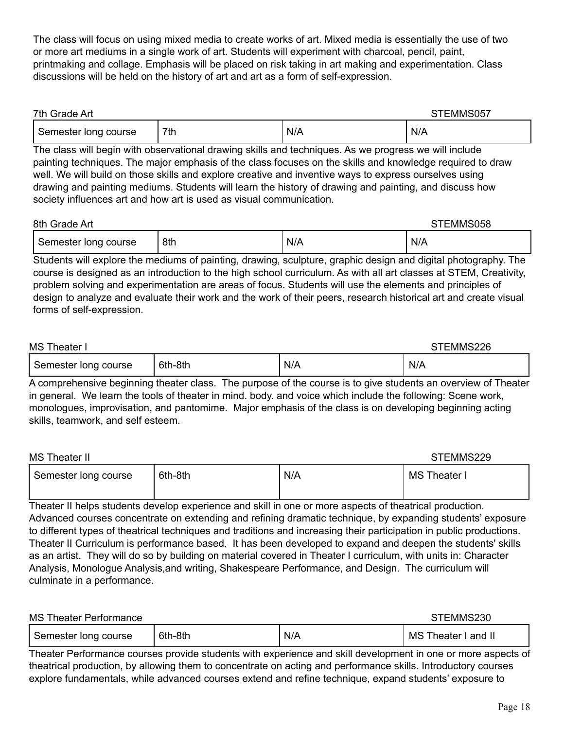The class will focus on using mixed media to create works of art. Mixed media is essentially the use of two or more art mediums in a single work of art. Students will experiment with charcoal, pencil, paint, printmaking and collage. Emphasis will be placed on risk taking in art making and experimentation. Class discussions will be held on the history of art and art as a form of self-expression.

### 7th Grade Art — STEMMS057

| Semester long course | 7th | N/A | N/A |
|---|---|---|---|

The class will begin with observational drawing skills and techniques. As we progress we will include painting techniques. The major emphasis of the class focuses on the skills and knowledge required to draw well. We will build on those skills and explore creative and inventive ways to express ourselves using drawing and painting mediums. Students will learn the history of drawing and painting, and discuss how society influences art and how art is used as visual communication.

### 8th Grade Art — STEMMS058

| Semester long course | 8th | N/A | N/A |
|---|---|---|---|

Students will explore the mediums of painting, drawing, sculpture, graphic design and digital photography. The course is designed as an introduction to the high school curriculum. As with all art classes at STEM, Creativity, problem solving and experimentation are areas of focus. Students will use the elements and principles of design to analyze and evaluate their work and the work of their peers, research historical art and create visual forms of self-expression.

### MS Theater I — STEMMS226

| Semester long course | 6th-8th | N/A | N/A |
|---|---|---|---|

A comprehensive beginning theater class. The purpose of the course is to give students an overview of Theater in general. We learn the tools of theater in mind. body. and voice which include the following: Scene work, monologues, improvisation, and pantomime. Major emphasis of the class is on developing beginning acting skills, teamwork, and self esteem.

### MS Theater II — STEMMS229

| Semester long course | 6th-8th | N/A | MS Theater I |
|---|---|---|---|

Theater II helps students develop experience and skill in one or more aspects of theatrical production. Advanced courses concentrate on extending and refining dramatic technique, by expanding students' exposure to different types of theatrical techniques and traditions and increasing their participation in public productions. Theater II Curriculum is performance based. It has been developed to expand and deepen the students' skills as an artist. They will do so by building on material covered in Theater I curriculum, with units in: Character Analysis, Monologue Analysis,and writing, Shakespeare Performance, and Design. The curriculum will culminate in a performance.

### MS Theater Performance — STEMMS230

| Semester long course | 6th-8th | N/A | MS Theater I and II |
|---|---|---|---|

Theater Performance courses provide students with experience and skill development in one or more aspects of theatrical production, by allowing them to concentrate on acting and performance skills. Introductory courses explore fundamentals, while advanced courses extend and refine technique, expand students' exposure to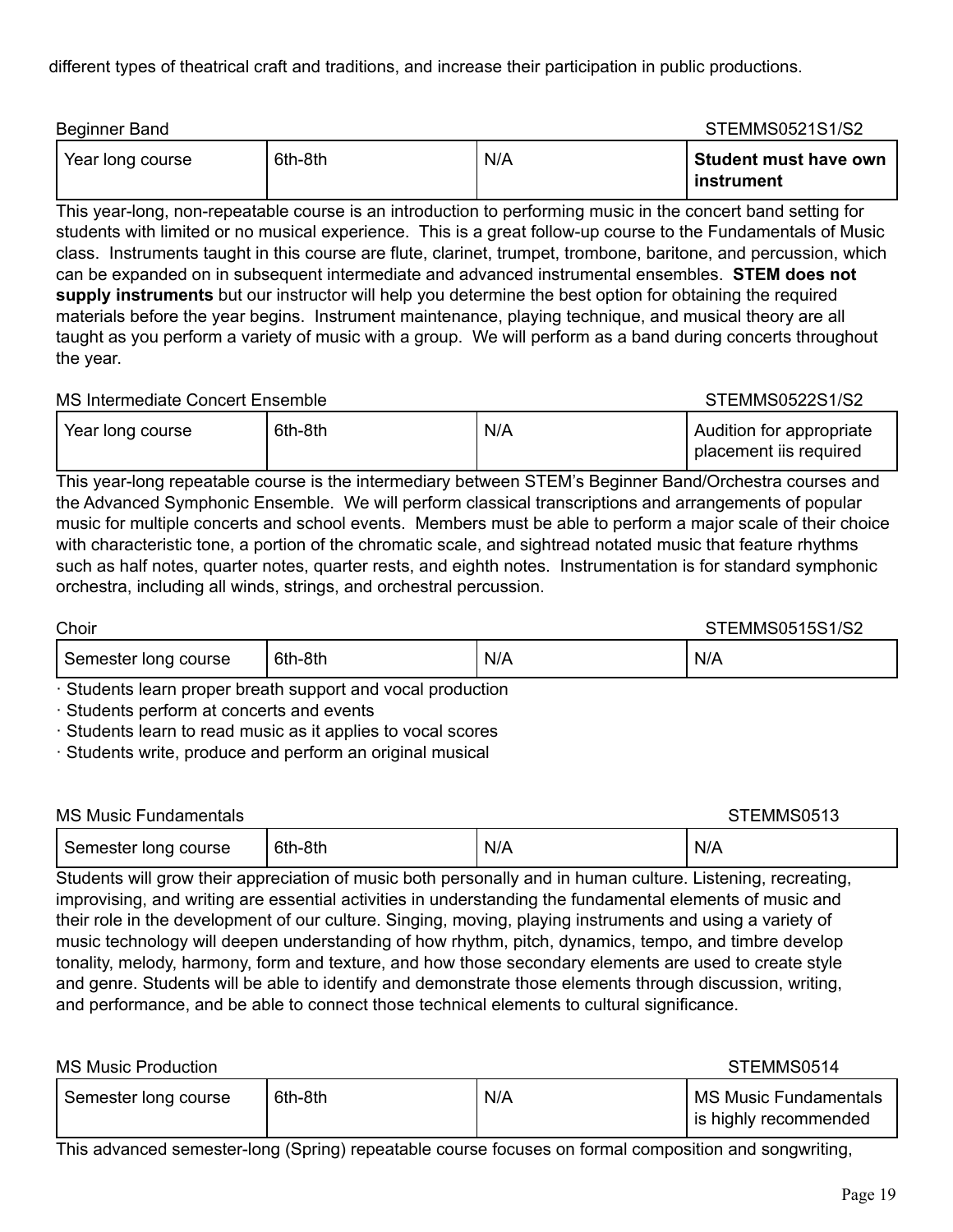different types of theatrical craft and traditions, and increase their participation in public productions.

### Beginner Band — STEMMS0521S1/S2

| Year long course | 6th-8th | N/A | **Student must have own instrument** |
|---|---|---|---|

This year-long, non-repeatable course is an introduction to performing music in the concert band setting for students with limited or no musical experience. This is a great follow-up course to the Fundamentals of Music class. Instruments taught in this course are flute, clarinet, trumpet, trombone, baritone, and percussion, which can be expanded on in subsequent intermediate and advanced instrumental ensembles. **STEM does not supply instruments** but our instructor will help you determine the best option for obtaining the required materials before the year begins. Instrument maintenance, playing technique, and musical theory are all taught as you perform a variety of music with a group. We will perform as a band during concerts throughout the year.

### MS Intermediate Concert Ensemble — STEMMS0522S1/S2

| Year long course | 6th-8th | N/A | Audition for appropriate placement iis required |
|---|---|---|---|

This year-long repeatable course is the intermediary between STEM's Beginner Band/Orchestra courses and the Advanced Symphonic Ensemble. We will perform classical transcriptions and arrangements of popular music for multiple concerts and school events. Members must be able to perform a major scale of their choice with characteristic tone, a portion of the chromatic scale, and sightread notated music that feature rhythms such as half notes, quarter notes, quarter rests, and eighth notes. Instrumentation is for standard symphonic orchestra, including all winds, strings, and orchestral percussion.

### Choir — STEMMS0515S1/S2

| Semester long course | 6th-8th | N/A | N/A |
|---|---|---|---|

- Students learn proper breath support and vocal production
- Students perform at concerts and events
- Students learn to read music as it applies to vocal scores
- Students write, produce and perform an original musical

### MS Music Fundamentals — STEMMS0513

| Semester long course | 6th-8th | N/A | N/A |
|---|---|---|---|

Students will grow their appreciation of music both personally and in human culture. Listening, recreating, improvising, and writing are essential activities in understanding the fundamental elements of music and their role in the development of our culture. Singing, moving, playing instruments and using a variety of music technology will deepen understanding of how rhythm, pitch, dynamics, tempo, and timbre develop tonality, melody, harmony, form and texture, and how those secondary elements are used to create style and genre. Students will be able to identify and demonstrate those elements through discussion, writing, and performance, and be able to connect those technical elements to cultural significance.

### MS Music Production — STEMMS0514

| Semester long course | 6th-8th | N/A | MS Music Fundamentals is highly recommended |
|---|---|---|---|

This advanced semester-long (Spring) repeatable course focuses on formal composition and songwriting,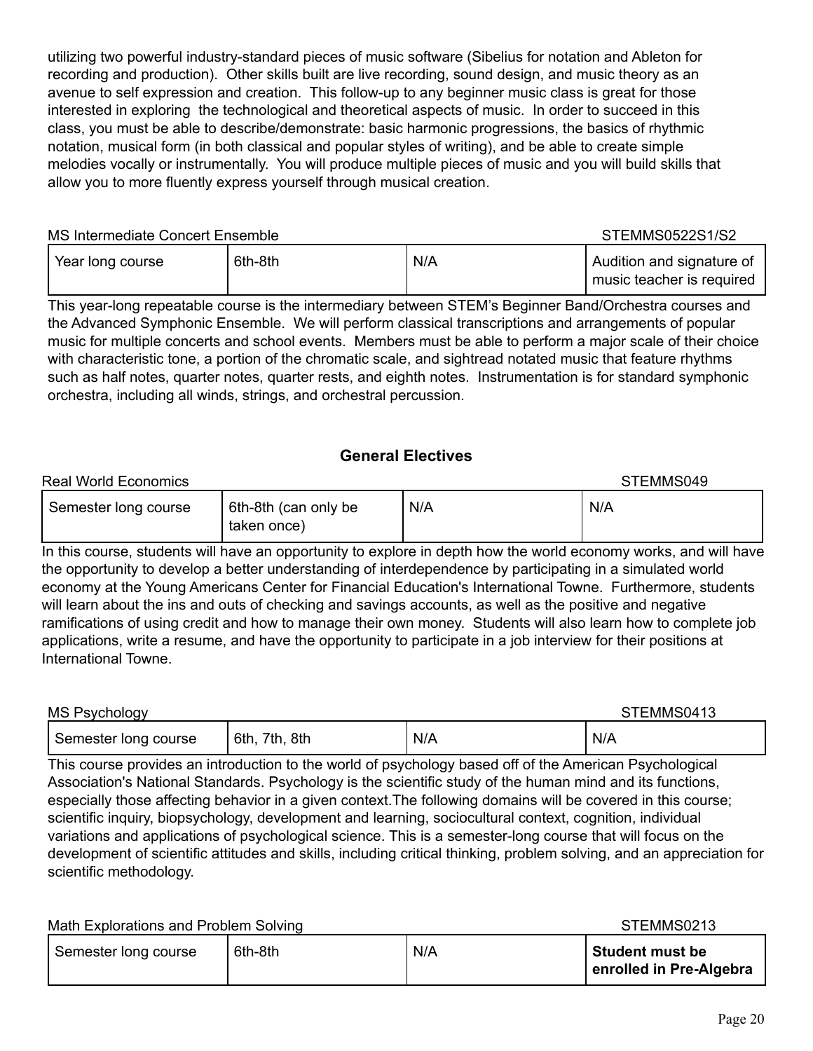utilizing two powerful industry-standard pieces of music software (Sibelius for notation and Ableton for recording and production). Other skills built are live recording, sound design, and music theory as an avenue to self expression and creation. This follow-up to any beginner music class is great for those interested in exploring the technological and theoretical aspects of music. In order to succeed in this class, you must be able to describe/demonstrate: basic harmonic progressions, the basics of rhythmic notation, musical form (in both classical and popular styles of writing), and be able to create simple melodies vocally or instrumentally. You will produce multiple pieces of music and you will build skills that allow you to more fluently express yourself through musical creation.

MS Intermediate Concert Ensemble STEMMS0522S1/S2

| Year long course | 6th-8th | N/A | Audition and signature of music teacher is required |
|---|---|---|---|

This year-long repeatable course is the intermediary between STEM's Beginner Band/Orchestra courses and the Advanced Symphonic Ensemble. We will perform classical transcriptions and arrangements of popular music for multiple concerts and school events. Members must be able to perform a major scale of their choice with characteristic tone, a portion of the chromatic scale, and sightread notated music that feature rhythms such as half notes, quarter notes, quarter rests, and eighth notes. Instrumentation is for standard symphonic orchestra, including all winds, strings, and orchestral percussion.

## General Electives

Real World Economics STEMMS049

| Semester long course | 6th-8th (can only be taken once) | N/A | N/A |
|---|---|---|---|

In this course, students will have an opportunity to explore in depth how the world economy works, and will have the opportunity to develop a better understanding of interdependence by participating in a simulated world economy at the Young Americans Center for Financial Education's International Towne. Furthermore, students will learn about the ins and outs of checking and savings accounts, as well as the positive and negative ramifications of using credit and how to manage their own money. Students will also learn how to complete job applications, write a resume, and have the opportunity to participate in a job interview for their positions at International Towne.

MS Psychology STEMMS0413

| Semester long course | 6th, 7th, 8th | N/A | N/A |
|---|---|---|---|

This course provides an introduction to the world of psychology based off of the American Psychological Association's National Standards. Psychology is the scientific study of the human mind and its functions, especially those affecting behavior in a given context.The following domains will be covered in this course; scientific inquiry, biopsychology, development and learning, sociocultural context, cognition, individual variations and applications of psychological science. This is a semester-long course that will focus on the development of scientific attitudes and skills, including critical thinking, problem solving, and an appreciation for scientific methodology.

Math Explorations and Problem Solving STEMMS0213

| Semester long course | 6th-8th | N/A | **Student must be enrolled in Pre-Algebra** |
|---|---|---|---|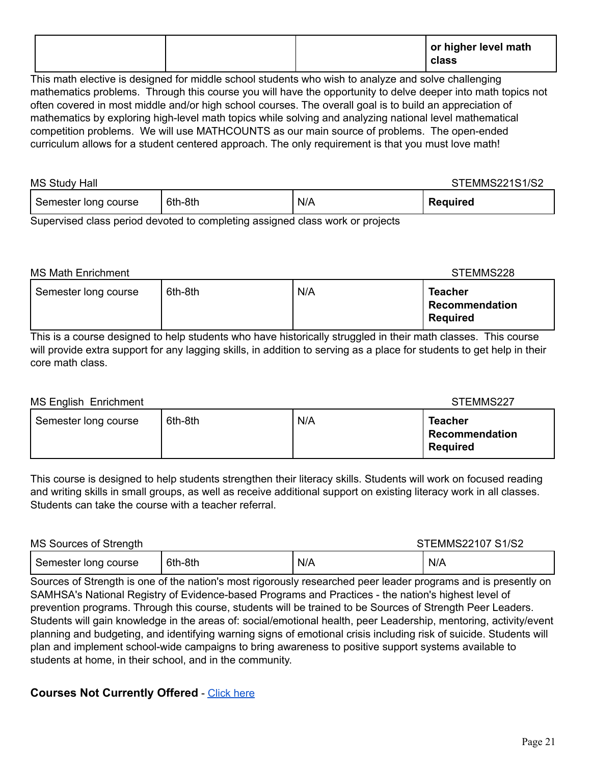| | | | |
|---|---|---|---|
| | | | **or higher level math class** |

This math elective is designed for middle school students who wish to analyze and solve challenging mathematics problems. Through this course you will have the opportunity to delve deeper into math topics not often covered in most middle and/or high school courses. The overall goal is to build an appreciation of mathematics by exploring high-level math topics while solving and analyzing national level mathematical competition problems. We will use MATHCOUNTS as our main source of problems. The open-ended curriculum allows for a student centered approach. The only requirement is that you must love math!

MS Study Hall STEMMS221S1/S2

| | | | |
|---|---|---|---|
| Semester long course | 6th-8th | N/A | **Required** |

Supervised class period devoted to completing assigned class work or projects

MS Math Enrichment STEMMS228

| | | | |
|---|---|---|---|
| Semester long course | 6th-8th | N/A | **Teacher Recommendation Required** |

This is a course designed to help students who have historically struggled in their math classes. This course will provide extra support for any lagging skills, in addition to serving as a place for students to get help in their core math class.

MS English Enrichment STEMMS227

| | | | |
|---|---|---|---|
| Semester long course | 6th-8th | N/A | **Teacher Recommendation Required** |

This course is designed to help students strengthen their literacy skills. Students will work on focused reading and writing skills in small groups, as well as receive additional support on existing literacy work in all classes. Students can take the course with a teacher referral.

MS Sources of Strength STEMMS22107 S1/S2

| | | | |
|---|---|---|---|
| Semester long course | 6th-8th | N/A | N/A |

Sources of Strength is one of the nation's most rigorously researched peer leader programs and is presently on SAMHSA's National Registry of Evidence-based Programs and Practices - the nation's highest level of prevention programs. Through this course, students will be trained to be Sources of Strength Peer Leaders. Students will gain knowledge in the areas of: social/emotional health, peer Leadership, mentoring, activity/event planning and budgeting, and identifying warning signs of emotional crisis including risk of suicide. Students will plan and implement school-wide campaigns to bring awareness to positive support systems available to students at home, in their school, and in the community.

**Courses Not Currently Offered** - Click here